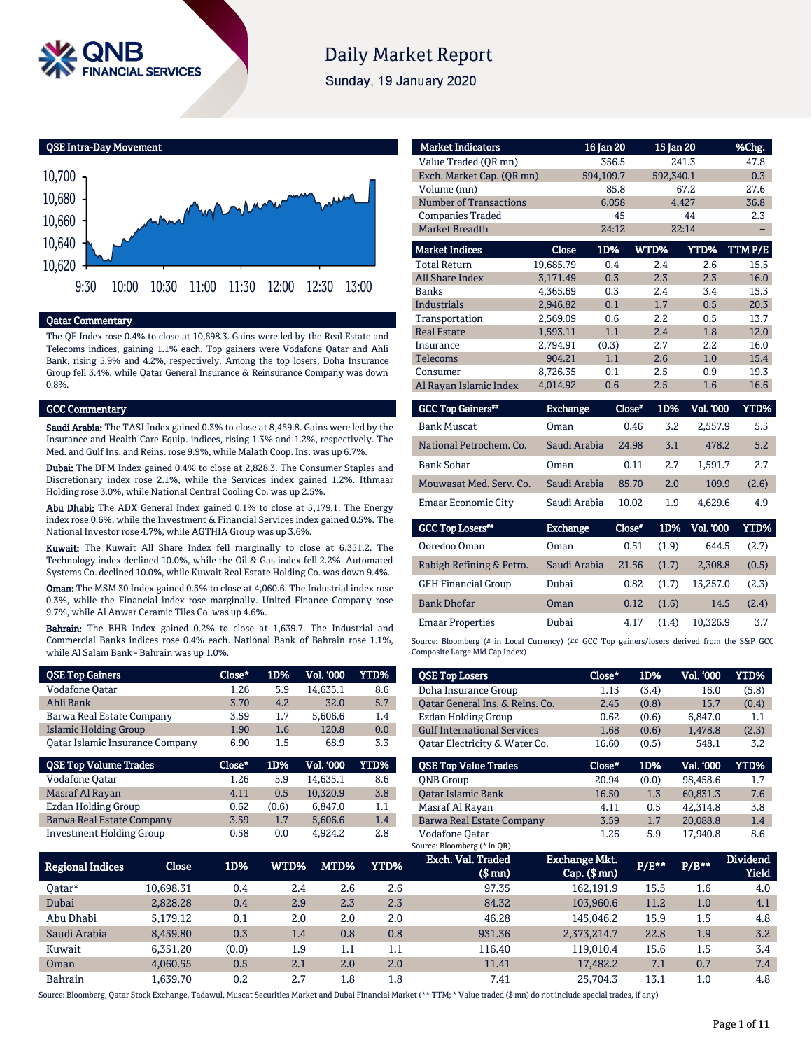# Daily Market Report

Sunday, 19 January 2020

## QSE Intra-Day Movement

## Qatar Commentary

The QE Index rose 0.4% to close at 10,698.3. Gains were led by the Real Estate and Telecoms indices, gaining 1.1% each. Top gainers were Vodafone Qatar and Ahli Bank, rising 5.9% and 4.2%, respectively. Among the top losers, Doha Insurance Group fell 3.4%, while Qatar General Insurance & Reinsurance Company was down 0.8%.

## GCC Commentary

**Saudi Arabia:** The TASI Index gained 0.3% to close at 8,459.8. Gains were led by the Insurance and Health Care Equip. indices, rising 1.3% and 1.2%, respectively. The Med. and Gulf Ins. and Reins. rose 9.9%, while Malath Coop. Ins. was up 6.7%.

**Dubai:** The DFM Index gained 0.4% to close at 2,828.3. The Consumer Staples and Discretionary index rose 2.1%, while the Services index gained 1.2%. Ithmaar Holding rose 3.0%, while National Central Cooling Co. was up 2.5%.

**Abu Dhabi:** The ADX General Index gained 0.1% to close at 5,179.1. The Energy index rose 0.6%, while the Investment & Financial Services index gained 0.5%. The National Investor rose 4.7%, while AGTHIA Group was up 3.6%.

**Kuwait:** The Kuwait All Share Index fell marginally to close at 6,351.2. The Technology index declined 10.0%, while the Oil & Gas index fell 2.2%. Automated Systems Co. declined 10.0%, while Kuwait Real Estate Holding Co. was down 9.4%.

**Oman:** The MSM 30 Index gained 0.5% to close at 4,060.6. The Industrial index rose 0.3%, while the Financial index rose marginally. United Finance Company rose 9.7%, while Al Anwar Ceramic Tiles Co. was up 4.6%.

**Bahrain:** The BHB Index gained 0.2% to close at 1,639.7. The Industrial and Commercial Banks indices rose 0.4% each. National Bank of Bahrain rose 1.1%, while Al Salam Bank - Bahrain was up 1.0%.

| QSE Top Gainers | Close* | 1D% | Vol. '000 | YTD% |
|---|---|---|---|---|
| Vodafone Qatar | 1.26 | 5.9 | 14,635.1 | 8.6 |
| Ahli Bank | 3.70 | 4.2 | 32.0 | 5.7 |
| Barwa Real Estate Company | 3.59 | 1.7 | 5,606.6 | 1.4 |
| Islamic Holding Group | 1.90 | 1.6 | 120.8 | 0.0 |
| Qatar Islamic Insurance Company | 6.90 | 1.5 | 68.9 | 3.3 |

| QSE Top Volume Trades | Close* | 1D% | Vol. '000 | YTD% |
|---|---|---|---|---|
| Vodafone Qatar | 1.26 | 5.9 | 14,635.1 | 8.6 |
| Masraf Al Rayan | 4.11 | 0.5 | 10,320.9 | 3.8 |
| Ezdan Holding Group | 0.62 | (0.6) | 6,847.0 | 1.1 |
| Barwa Real Estate Company | 3.59 | 1.7 | 5,606.6 | 1.4 |
| Investment Holding Group | 0.58 | 0.0 | 4,924.2 | 2.8 |

| Market Indicators | 16 Jan 20 | 15 Jan 20 | %Chg. |
|---|---|---|---|
| Value Traded (QR mn) | 356.5 | 241.3 | 47.8 |
| Exch. Market Cap. (QR mn) | 594,109.7 | 592,340.1 | 0.3 |
| Volume (mn) | 85.8 | 67.2 | 27.6 |
| Number of Transactions | 6,058 | 4,427 | 36.8 |
| Companies Traded | 45 | 44 | 2.3 |
| Market Breadth | 24:12 | 22:14 | – |

| Market Indices | Close | 1D% | WTD% | YTD% | TTM P/E |
|---|---|---|---|---|---|
| Total Return | 19,685.79 | 0.4 | 2.4 | 2.6 | 15.5 |
| All Share Index | 3,171.49 | 0.3 | 2.3 | 2.3 | 16.0 |
| Banks | 4,365.69 | 0.3 | 2.4 | 3.4 | 15.3 |
| Industrials | 2,946.82 | 0.1 | 1.7 | 0.5 | 20.3 |
| Transportation | 2,569.09 | 0.6 | 2.2 | 0.5 | 13.7 |
| Real Estate | 1,593.11 | 1.1 | 2.4 | 1.8 | 12.0 |
| Insurance | 2,794.91 | (0.3) | 2.7 | 2.2 | 16.0 |
| Telecoms | 904.21 | 1.1 | 2.6 | 1.0 | 15.4 |
| Consumer | 8,726.35 | 0.1 | 2.5 | 0.9 | 19.3 |
| Al Rayan Islamic Index | 4,014.92 | 0.6 | 2.5 | 1.6 | 16.6 |

| GCC Top Gainers## | Exchange | Close# | 1D% | Vol. '000 | YTD% |
|---|---|---|---|---|---|
| Bank Muscat | Oman | 0.46 | 3.2 | 2,557.9 | 5.5 |
| National Petrochem. Co. | Saudi Arabia | 24.98 | 3.1 | 478.2 | 5.2 |
| Bank Sohar | Oman | 0.11 | 2.7 | 1,591.7 | 2.7 |
| Mouwasat Med. Serv. Co. | Saudi Arabia | 85.70 | 2.0 | 109.9 | (2.6) |
| Emaar Economic City | Saudi Arabia | 10.02 | 1.9 | 4,629.6 | 4.9 |

| GCC Top Losers## | Exchange | Close# | 1D% | Vol. '000 | YTD% |
|---|---|---|---|---|---|
| Ooredoo Oman | Oman | 0.51 | (1.9) | 644.5 | (2.7) |
| Rabigh Refining & Petro. | Saudi Arabia | 21.56 | (1.7) | 2,308.8 | (0.5) |
| GFH Financial Group | Dubai | 0.82 | (1.7) | 15,257.0 | (2.3) |
| Bank Dhofar | Oman | 0.12 | (1.6) | 14.5 | (2.4) |
| Emaar Properties | Dubai | 4.17 | (1.4) | 10,326.9 | 3.7 |

Source: Bloomberg (# in Local Currency) (## GCC Top gainers/losers derived from the S&P GCC Composite Large Mid Cap Index)

| QSE Top Losers | Close* | 1D% | Vol. '000 | YTD% |
|---|---|---|---|---|
| Doha Insurance Group | 1.13 | (3.4) | 16.0 | (5.8) |
| Qatar General Ins. & Reins. Co. | 2.45 | (0.8) | 15.7 | (0.4) |
| Ezdan Holding Group | 0.62 | (0.6) | 6,847.0 | 1.1 |
| Gulf International Services | 1.68 | (0.6) | 1,478.8 | (2.3) |
| Qatar Electricity & Water Co. | 16.60 | (0.5) | 548.1 | 3.2 |

| QSE Top Value Trades | Close* | 1D% | Val. '000 | YTD% |
|---|---|---|---|---|
| QNB Group | 20.94 | (0.0) | 98,458.6 | 1.7 |
| Qatar Islamic Bank | 16.50 | 1.3 | 60,831.3 | 7.6 |
| Masraf Al Rayan | 4.11 | 0.5 | 42,314.8 | 3.8 |
| Barwa Real Estate Company | 3.59 | 1.7 | 20,088.8 | 1.4 |
| Vodafone Qatar | 1.26 | 5.9 | 17,940.8 | 8.6 |

Source: Bloomberg (* in QR)

| Regional Indices | Close | 1D% | WTD% | MTD% | YTD% | Exch. Val. Traded ($ mn) | Exchange Mkt. Cap. ($ mn) | P/E** | P/B** | Dividend Yield |
|---|---|---|---|---|---|---|---|---|---|---|
| Qatar* | 10,698.31 | 0.4 | 2.4 | 2.6 | 2.6 | 97.35 | 162,191.9 | 15.5 | 1.6 | 4.0 |
| Dubai | 2,828.28 | 0.4 | 2.9 | 2.3 | 2.3 | 84.32 | 103,960.6 | 11.2 | 1.0 | 4.1 |
| Abu Dhabi | 5,179.12 | 0.1 | 2.0 | 2.0 | 2.0 | 46.28 | 145,046.2 | 15.9 | 1.5 | 4.8 |
| Saudi Arabia | 8,459.80 | 0.3 | 1.4 | 0.8 | 0.8 | 931.36 | 2,373,214.7 | 22.8 | 1.9 | 3.2 |
| Kuwait | 6,351.20 | (0.0) | 1.9 | 1.1 | 1.1 | 116.40 | 119,010.4 | 15.6 | 1.5 | 3.4 |
| Oman | 4,060.55 | 0.5 | 2.1 | 2.0 | 2.0 | 11.41 | 17,482.2 | 7.1 | 0.7 | 7.4 |
| Bahrain | 1,639.70 | 0.2 | 2.7 | 1.8 | 1.8 | 7.41 | 25,704.3 | 13.1 | 1.0 | 4.8 |

Source: Bloomberg, Qatar Stock Exchange, Tadawul, Muscat Securities Market and Dubai Financial Market (** TTM; * Value traded ($ mn) do not include special trades, if any)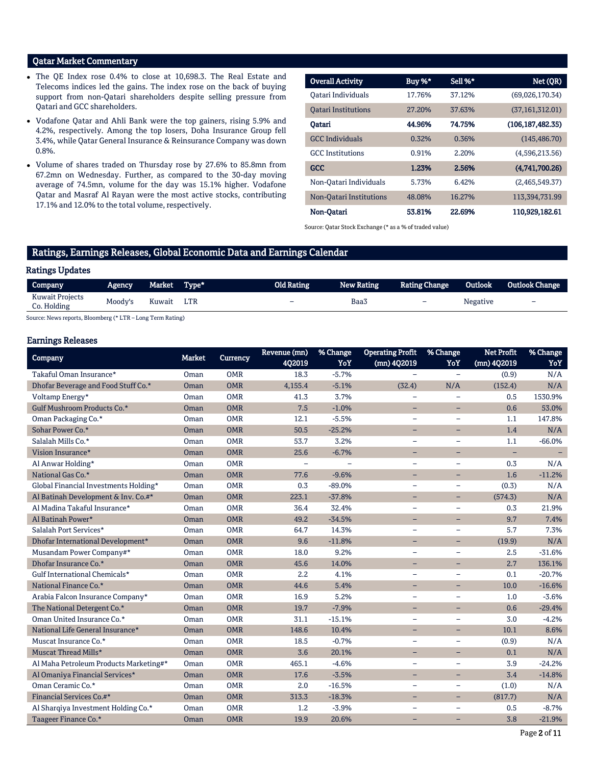## Qatar Market Commentary

- The QE Index rose 0.4% to close at 10,698.3. The Real Estate and Telecoms indices led the gains. The index rose on the back of buying support from non-Qatari shareholders despite selling pressure from Qatari and GCC shareholders.
- Vodafone Qatar and Ahli Bank were the top gainers, rising 5.9% and 4.2%, respectively. Among the top losers, Doha Insurance Group fell 3.4%, while Qatar General Insurance & Reinsurance Company was down 0.8%.
- Volume of shares traded on Thursday rose by 27.6% to 85.8mn from 67.2mn on Wednesday. Further, as compared to the 30-day moving average of 74.5mn, volume for the day was 15.1% higher. Vodafone Qatar and Masraf Al Rayan were the most active stocks, contributing 17.1% and 12.0% to the total volume, respectively.

| Overall Activity | Buy %* | Sell %* | Net (QR) |
|---|---|---|---|
| Qatari Individuals | 17.76% | 37.12% | (69,026,170.34) |
| Qatari Institutions | 27.20% | 37.63% | (37,161,312.01) |
| **Qatari** | **44.96%** | **74.75%** | **(106,187,482.35)** |
| GCC Individuals | 0.32% | 0.36% | (145,486.70) |
| GCC Institutions | 0.91% | 2.20% | (4,596,213.56) |
| **GCC** | **1.23%** | **2.56%** | **(4,741,700.26)** |
| Non-Qatari Individuals | 5.73% | 6.42% | (2,465,549.37) |
| Non-Qatari Institutions | 48.08% | 16.27% | 113,394,731.99 |
| **Non-Qatari** | **53.81%** | **22.69%** | **110,929,182.61** |

Source: Qatar Stock Exchange (* as a % of traded value)

## Ratings, Earnings Releases, Global Economic Data and Earnings Calendar

### Ratings Updates

| Company | Agency | Market | Type* | Old Rating | New Rating | Rating Change | Outlook | Outlook Change |
|---|---|---|---|---|---|---|---|---|
| Kuwait Projects Co. Holding | Moody's | Kuwait | LTR | – | Baa3 | – | Negative | – |

Source: News reports, Bloomberg (* LTR – Long Term Rating)

### Earnings Releases

| Company | Market | Currency | Revenue (mn) 4Q2019 | % Change YoY | Operating Profit (mn) 4Q2019 | % Change YoY | Net Profit (mn) 4Q2019 | % Change YoY |
|---|---|---|---|---|---|---|---|---|
| Takaful Oman Insurance* | Oman | OMR | 18.3 | -5.7% | – | – | (0.9) | N/A |
| Dhofar Beverage and Food Stuff Co.* | Oman | OMR | 4,155.4 | -5.1% | (32.4) | N/A | (152.4) | N/A |
| Voltamp Energy* | Oman | OMR | 41.3 | 3.7% | – | – | 0.5 | 1530.9% |
| Gulf Mushroom Products Co.* | Oman | OMR | 7.5 | -1.0% | – | – | 0.6 | 53.0% |
| Oman Packaging Co.* | Oman | OMR | 12.1 | -5.5% | – | – | 1.1 | 147.8% |
| Sohar Power Co.* | Oman | OMR | 50.5 | -25.2% | – | – | 1.4 | N/A |
| Salalah Mills Co.* | Oman | OMR | 53.7 | 3.2% | – | – | 1.1 | -66.0% |
| Vision Insurance* | Oman | OMR | 25.6 | -6.7% | – | – | – | – |
| Al Anwar Holding* | Oman | OMR | – | – | – | – | 0.3 | N/A |
| National Gas Co.* | Oman | OMR | 77.6 | -9.6% | – | – | 1.6 | -11.2% |
| Global Financial Investments Holding* | Oman | OMR | 0.3 | -89.0% | – | – | (0.3) | N/A |
| Al Batinah Development & Inv. Co.#* | Oman | OMR | 223.1 | -37.8% | – | – | (574.3) | N/A |
| Al Madina Takaful Insurance* | Oman | OMR | 36.4 | 32.4% | – | – | 0.3 | 21.9% |
| Al Batinah Power* | Oman | OMR | 49.2 | -34.5% | – | – | 9.7 | 7.4% |
| Salalah Port Services* | Oman | OMR | 64.7 | 14.3% | – | – | 5.7 | 7.3% |
| Dhofar International Development* | Oman | OMR | 9.6 | -11.8% | – | – | (19.9) | N/A |
| Musandam Power Company#* | Oman | OMR | 18.0 | 9.2% | – | – | 2.5 | -31.6% |
| Dhofar Insurance Co.* | Oman | OMR | 45.6 | 14.0% | – | – | 2.7 | 136.1% |
| Gulf International Chemicals* | Oman | OMR | 2.2 | 4.1% | – | – | 0.1 | -20.7% |
| National Finance Co.* | Oman | OMR | 44.6 | 5.4% | – | – | 10.0 | -16.6% |
| Arabia Falcon Insurance Company* | Oman | OMR | 16.9 | 5.2% | – | – | 1.0 | -3.6% |
| The National Detergent Co.* | Oman | OMR | 19.7 | -7.9% | – | – | 0.6 | -29.4% |
| Oman United Insurance Co.* | Oman | OMR | 31.1 | -15.1% | – | – | 3.0 | -4.2% |
| National Life General Insurance* | Oman | OMR | 148.6 | 10.4% | – | – | 10.1 | 8.6% |
| Muscat Insurance Co.* | Oman | OMR | 18.5 | -0.7% | – | – | (0.9) | N/A |
| Muscat Thread Mills* | Oman | OMR | 3.6 | 20.1% | – | – | 0.1 | N/A |
| Al Maha Petroleum Products Marketing#* | Oman | OMR | 465.1 | -4.6% | – | – | 3.9 | -24.2% |
| Al Omaniya Financial Services* | Oman | OMR | 17.6 | -3.5% | – | – | 3.4 | -14.8% |
| Oman Ceramic Co.* | Oman | OMR | 2.0 | -16.5% | – | – | (1.0) | N/A |
| Financial Services Co.#* | Oman | OMR | 313.3 | -18.3% | – | – | (817.7) | N/A |
| Al Sharqiya Investment Holding Co.* | Oman | OMR | 1.2 | -3.9% | – | – | 0.5 | -8.7% |
| Taageer Finance Co.* | Oman | OMR | 19.9 | 20.6% | – | – | 3.8 | -21.9% |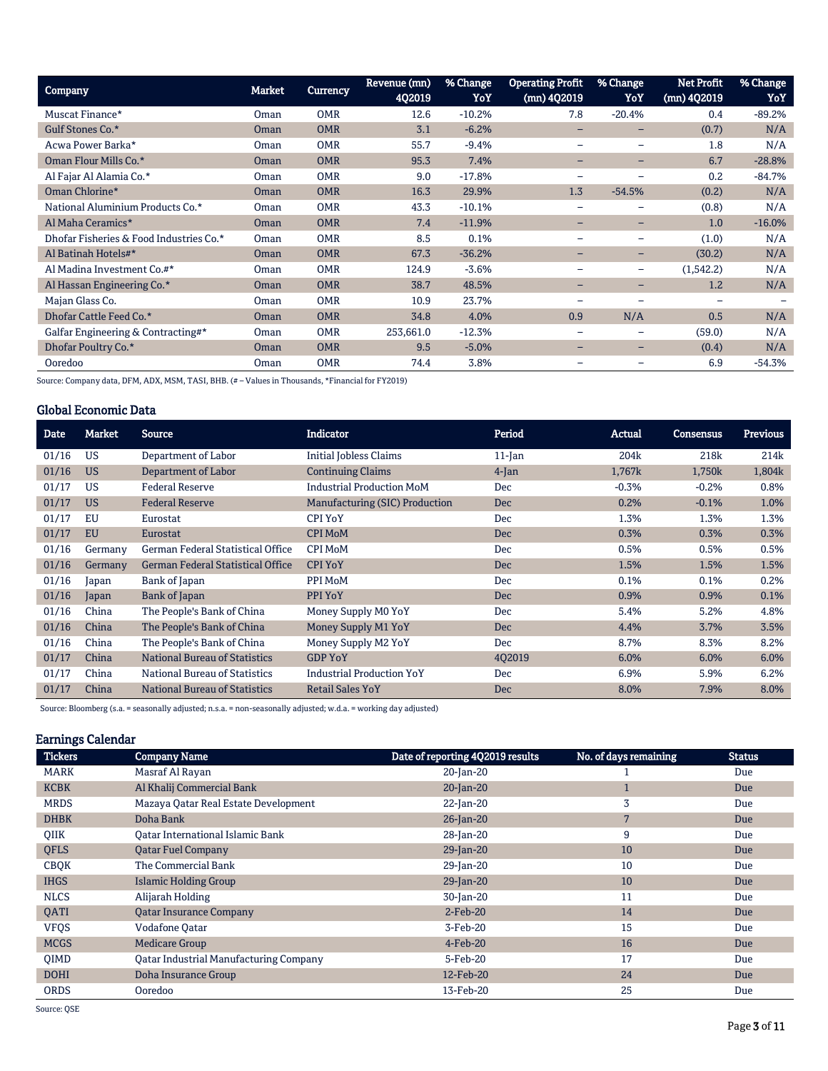| Company | Market | Currency | Revenue (mn) 4Q2019 | % Change YoY | Operating Profit (mn) 4Q2019 | % Change YoY | Net Profit (mn) 4Q2019 | % Change YoY |
|---|---|---|---|---|---|---|---|---|
| Muscat Finance* | Oman | OMR | 12.6 | -10.2% | 7.8 | -20.4% | 0.4 | -89.2% |
| Gulf Stones Co.* | Oman | OMR | 3.1 | -6.2% | – | – | (0.7) | N/A |
| Acwa Power Barka* | Oman | OMR | 55.7 | -9.4% | – | – | 1.8 | N/A |
| Oman Flour Mills Co.* | Oman | OMR | 95.3 | 7.4% | – | – | 6.7 | -28.8% |
| Al Fajar Al Alamia Co.* | Oman | OMR | 9.0 | -17.8% | – | – | 0.2 | -84.7% |
| Oman Chlorine* | Oman | OMR | 16.3 | 29.9% | 1.3 | -54.5% | (0.2) | N/A |
| National Aluminium Products Co.* | Oman | OMR | 43.3 | -10.1% | – | – | (0.8) | N/A |
| Al Maha Ceramics* | Oman | OMR | 7.4 | -11.9% | – | – | 1.0 | -16.0% |
| Dhofar Fisheries & Food Industries Co.* | Oman | OMR | 8.5 | 0.1% | – | – | (1.0) | N/A |
| Al Batinah Hotels#* | Oman | OMR | 67.3 | -36.2% | – | – | (30.2) | N/A |
| Al Madina Investment Co.#* | Oman | OMR | 124.9 | -3.6% | – | – | (1,542.2) | N/A |
| Al Hassan Engineering Co.* | Oman | OMR | 38.7 | 48.5% | – | – | 1.2 | N/A |
| Majan Glass Co. | Oman | OMR | 10.9 | 23.7% | – | – | – | – |
| Dhofar Cattle Feed Co.* | Oman | OMR | 34.8 | 4.0% | 0.9 | N/A | 0.5 | N/A |
| Galfar Engineering & Contracting#* | Oman | OMR | 253,661.0 | -12.3% | – | – | (59.0) | N/A |
| Dhofar Poultry Co.* | Oman | OMR | 9.5 | -5.0% | – | – | (0.4) | N/A |
| Ooredoo | Oman | OMR | 74.4 | 3.8% | – | – | 6.9 | -54.3% |

Source: Company data, DFM, ADX, MSM, TASI, BHB. (# – Values in Thousands, *Financial for FY2019)

## Global Economic Data

| Date | Market | Source | Indicator | Period | Actual | Consensus | Previous |
|---|---|---|---|---|---|---|---|
| 01/16 | US | Department of Labor | Initial Jobless Claims | 11-Jan | 204k | 218k | 214k |
| 01/16 | US | Department of Labor | Continuing Claims | 4-Jan | 1,767k | 1,750k | 1,804k |
| 01/17 | US | Federal Reserve | Industrial Production MoM | Dec | -0.3% | -0.2% | 0.8% |
| 01/17 | US | Federal Reserve | Manufacturing (SIC) Production | Dec | 0.2% | -0.1% | 1.0% |
| 01/17 | EU | Eurostat | CPI YoY | Dec | 1.3% | 1.3% | 1.3% |
| 01/17 | EU | Eurostat | CPI MoM | Dec | 0.3% | 0.3% | 0.3% |
| 01/16 | Germany | German Federal Statistical Office | CPI MoM | Dec | 0.5% | 0.5% | 0.5% |
| 01/16 | Germany | German Federal Statistical Office | CPI YoY | Dec | 1.5% | 1.5% | 1.5% |
| 01/16 | Japan | Bank of Japan | PPI MoM | Dec | 0.1% | 0.1% | 0.2% |
| 01/16 | Japan | Bank of Japan | PPI YoY | Dec | 0.9% | 0.9% | 0.1% |
| 01/16 | China | The People's Bank of China | Money Supply M0 YoY | Dec | 5.4% | 5.2% | 4.8% |
| 01/16 | China | The People's Bank of China | Money Supply M1 YoY | Dec | 4.4% | 3.7% | 3.5% |
| 01/16 | China | The People's Bank of China | Money Supply M2 YoY | Dec | 8.7% | 8.3% | 8.2% |
| 01/17 | China | National Bureau of Statistics | GDP YoY | 4Q2019 | 6.0% | 6.0% | 6.0% |
| 01/17 | China | National Bureau of Statistics | Industrial Production YoY | Dec | 6.9% | 5.9% | 6.2% |
| 01/17 | China | National Bureau of Statistics | Retail Sales YoY | Dec | 8.0% | 7.9% | 8.0% |

Source: Bloomberg (s.a. = seasonally adjusted; n.s.a. = non-seasonally adjusted; w.d.a. = working day adjusted)

## Earnings Calendar

| Tickers | Company Name | Date of reporting 4Q2019 results | No. of days remaining | Status |
|---|---|---|---|---|
| MARK | Masraf Al Rayan | 20-Jan-20 | 1 | Due |
| KCBK | Al Khalij Commercial Bank | 20-Jan-20 | 1 | Due |
| MRDS | Mazaya Qatar Real Estate Development | 22-Jan-20 | 3 | Due |
| DHBK | Doha Bank | 26-Jan-20 | 7 | Due |
| QIIK | Qatar International Islamic Bank | 28-Jan-20 | 9 | Due |
| QFLS | Qatar Fuel Company | 29-Jan-20 | 10 | Due |
| CBQK | The Commercial Bank | 29-Jan-20 | 10 | Due |
| IHGS | Islamic Holding Group | 29-Jan-20 | 10 | Due |
| NLCS | Alijarah Holding | 30-Jan-20 | 11 | Due |
| QATI | Qatar Insurance Company | 2-Feb-20 | 14 | Due |
| VFQS | Vodafone Qatar | 3-Feb-20 | 15 | Due |
| MCGS | Medicare Group | 4-Feb-20 | 16 | Due |
| QIMD | Qatar Industrial Manufacturing Company | 5-Feb-20 | 17 | Due |
| DOHI | Doha Insurance Group | 12-Feb-20 | 24 | Due |
| ORDS | Ooredoo | 13-Feb-20 | 25 | Due |

Source: QSE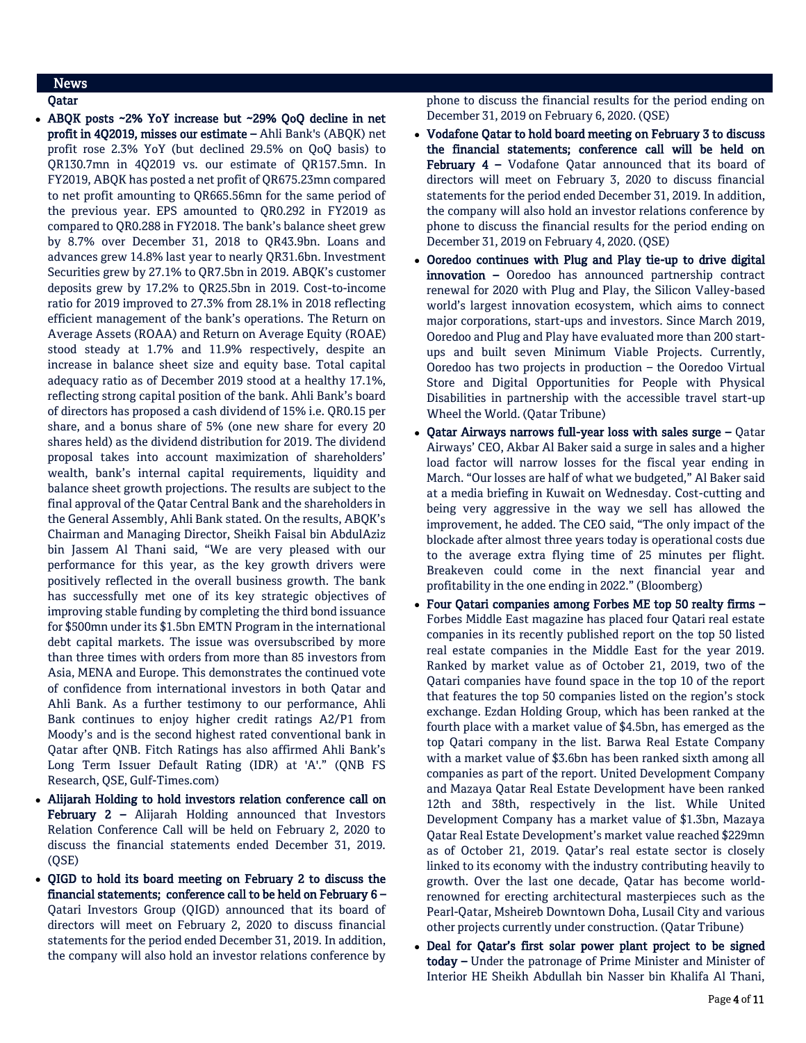## News

### Qatar

- **ABQK posts ~2% YoY increase but ~29% QoQ decline in net profit in 4Q2019, misses our estimate –** Ahli Bank's (ABQK) net profit rose 2.3% YoY (but declined 29.5% on QoQ basis) to QR130.7mn in 4Q2019 vs. our estimate of QR157.5mn. In FY2019, ABQK has posted a net profit of QR675.23mn compared to net profit amounting to QR665.56mn for the same period of the previous year. EPS amounted to QR0.292 in FY2019 as compared to QR0.288 in FY2018. The bank's balance sheet grew by 8.7% over December 31, 2018 to QR43.9bn. Loans and advances grew 14.8% last year to nearly QR31.6bn. Investment Securities grew by 27.1% to QR7.5bn in 2019. ABQK's customer deposits grew by 17.2% to QR25.5bn in 2019. Cost-to-income ratio for 2019 improved to 27.3% from 28.1% in 2018 reflecting efficient management of the bank's operations. The Return on Average Assets (ROAA) and Return on Average Equity (ROAE) stood steady at 1.7% and 11.9% respectively, despite an increase in balance sheet size and equity base. Total capital adequacy ratio as of December 2019 stood at a healthy 17.1%, reflecting strong capital position of the bank. Ahli Bank's board of directors has proposed a cash dividend of 15% i.e. QR0.15 per share, and a bonus share of 5% (one new share for every 20 shares held) as the dividend distribution for 2019. The dividend proposal takes into account maximization of shareholders' wealth, bank's internal capital requirements, liquidity and balance sheet growth projections. The results are subject to the final approval of the Qatar Central Bank and the shareholders in the General Assembly, Ahli Bank stated. On the results, ABQK's Chairman and Managing Director, Sheikh Faisal bin AbdulAziz bin Jassem Al Thani said, "We are very pleased with our performance for this year, as the key growth drivers were positively reflected in the overall business growth. The bank has successfully met one of its key strategic objectives of improving stable funding by completing the third bond issuance for $500mn under its $1.5bn EMTN Program in the international debt capital markets. The issue was oversubscribed by more than three times with orders from more than 85 investors from Asia, MENA and Europe. This demonstrates the continued vote of confidence from international investors in both Qatar and Ahli Bank. As a further testimony to our performance, Ahli Bank continues to enjoy higher credit ratings A2/P1 from Moody's and is the second highest rated conventional bank in Qatar after QNB. Fitch Ratings has also affirmed Ahli Bank's Long Term Issuer Default Rating (IDR) at 'A'." (QNB FS Research, QSE, Gulf-Times.com)
- **Alijarah Holding to hold investors relation conference call on February 2 –** Alijarah Holding announced that Investors Relation Conference Call will be held on February 2, 2020 to discuss the financial statements ended December 31, 2019. (QSE)
- **QIGD to hold its board meeting on February 2 to discuss the financial statements; conference call to be held on February 6 –** Qatari Investors Group (QIGD) announced that its board of directors will meet on February 2, 2020 to discuss financial statements for the period ended December 31, 2019. In addition, the company will also hold an investor relations conference by phone to discuss the financial results for the period ending on December 31, 2019 on February 6, 2020. (QSE)
- **Vodafone Qatar to hold board meeting on February 3 to discuss the financial statements; conference call will be held on February 4 –** Vodafone Qatar announced that its board of directors will meet on February 3, 2020 to discuss financial statements for the period ended December 31, 2019. In addition, the company will also hold an investor relations conference by phone to discuss the financial results for the period ending on December 31, 2019 on February 4, 2020. (QSE)
- **Ooredoo continues with Plug and Play tie-up to drive digital innovation –** Ooredoo has announced partnership contract renewal for 2020 with Plug and Play, the Silicon Valley-based world's largest innovation ecosystem, which aims to connect major corporations, start-ups and investors. Since March 2019, Ooredoo and Plug and Play have evaluated more than 200 start-ups and built seven Minimum Viable Projects. Currently, Ooredoo has two projects in production – the Ooredoo Virtual Store and Digital Opportunities for People with Physical Disabilities in partnership with the accessible travel start-up Wheel the World. (Qatar Tribune)
- **Qatar Airways narrows full-year loss with sales surge –** Qatar Airways' CEO, Akbar Al Baker said a surge in sales and a higher load factor will narrow losses for the fiscal year ending in March. "Our losses are half of what we budgeted," Al Baker said at a media briefing in Kuwait on Wednesday. Cost-cutting and being very aggressive in the way we sell has allowed the improvement, he added. The CEO said, "The only impact of the blockade after almost three years today is operational costs due to the average extra flying time of 25 minutes per flight. Breakeven could come in the next financial year and profitability in the one ending in 2022." (Bloomberg)
- **Four Qatari companies among Forbes ME top 50 realty firms –** Forbes Middle East magazine has placed four Qatari real estate companies in its recently published report on the top 50 listed real estate companies in the Middle East for the year 2019. Ranked by market value as of October 21, 2019, two of the Qatari companies have found space in the top 10 of the report that features the top 50 companies listed on the region's stock exchange. Ezdan Holding Group, which has been ranked at the fourth place with a market value of $4.5bn, has emerged as the top Qatari company in the list. Barwa Real Estate Company with a market value of $3.6bn has been ranked sixth among all companies as part of the report. United Development Company and Mazaya Qatar Real Estate Development have been ranked 12th and 38th, respectively in the list. While United Development Company has a market value of $1.3bn, Mazaya Qatar Real Estate Development's market value reached $229mn as of October 21, 2019. Qatar's real estate sector is closely linked to its economy with the industry contributing heavily to growth. Over the last one decade, Qatar has become world-renowned for erecting architectural masterpieces such as the Pearl-Qatar, Msheireb Downtown Doha, Lusail City and various other projects currently under construction. (Qatar Tribune)
- **Deal for Qatar's first solar power plant project to be signed today –** Under the patronage of Prime Minister and Minister of Interior HE Sheikh Abdullah bin Nasser bin Khalifa Al Thani,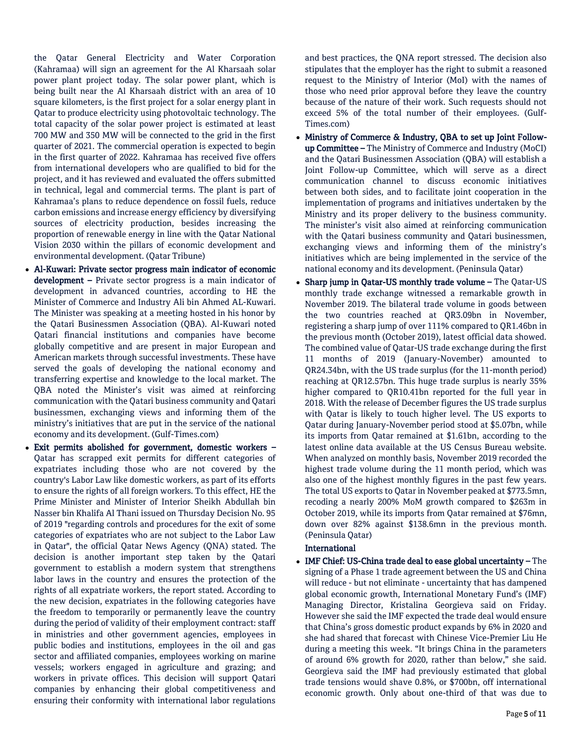the Qatar General Electricity and Water Corporation (Kahramaa) will sign an agreement for the Al Kharsaah solar power plant project today. The solar power plant, which is being built near the Al Kharsaah district with an area of 10 square kilometers, is the first project for a solar energy plant in Qatar to produce electricity using photovoltaic technology. The total capacity of the solar power project is estimated at least 700 MW and 350 MW will be connected to the grid in the first quarter of 2021. The commercial operation is expected to begin in the first quarter of 2022. Kahramaa has received five offers from international developers who are qualified to bid for the project, and it has reviewed and evaluated the offers submitted in technical, legal and commercial terms. The plant is part of Kahramaa's plans to reduce dependence on fossil fuels, reduce carbon emissions and increase energy efficiency by diversifying sources of electricity production, besides increasing the proportion of renewable energy in line with the Qatar National Vision 2030 within the pillars of economic development and environmental development. (Qatar Tribune)

- **Al-Kuwari: Private sector progress main indicator of economic development –** Private sector progress is a main indicator of development in advanced countries, according to HE the Minister of Commerce and Industry Ali bin Ahmed AL-Kuwari. The Minister was speaking at a meeting hosted in his honor by the Qatari Businessmen Association (QBA). Al-Kuwari noted Qatari financial institutions and companies have become globally competitive and are present in major European and American markets through successful investments. These have served the goals of developing the national economy and transferring expertise and knowledge to the local market. The QBA noted the Minister's visit was aimed at reinforcing communication with the Qatari business community and Qatari businessmen, exchanging views and informing them of the ministry's initiatives that are put in the service of the national economy and its development. (Gulf-Times.com)
- **Exit permits abolished for government, domestic workers –** Qatar has scrapped exit permits for different categories of expatriates including those who are not covered by the country's Labor Law like domestic workers, as part of its efforts to ensure the rights of all foreign workers. To this effect, HE the Prime Minister and Minister of Interior Sheikh Abdullah bin Nasser bin Khalifa Al Thani issued on Thursday Decision No. 95 of 2019 "regarding controls and procedures for the exit of some categories of expatriates who are not subject to the Labor Law in Qatar", the official Qatar News Agency (QNA) stated. The decision is another important step taken by the Qatari government to establish a modern system that strengthens labor laws in the country and ensures the protection of the rights of all expatriate workers, the report stated. According to the new decision, expatriates in the following categories have the freedom to temporarily or permanently leave the country during the period of validity of their employment contract: staff in ministries and other government agencies, employees in public bodies and institutions, employees in the oil and gas sector and affiliated companies, employees working on marine vessels; workers engaged in agriculture and grazing; and workers in private offices. This decision will support Qatari companies by enhancing their global competitiveness and ensuring their conformity with international labor regulations and best practices, the QNA report stressed. The decision also stipulates that the employer has the right to submit a reasoned request to the Ministry of Interior (MoI) with the names of those who need prior approval before they leave the country because of the nature of their work. Such requests should not exceed 5% of the total number of their employees. (Gulf-Times.com)
- **Ministry of Commerce & Industry, QBA to set up Joint Follow-up Committee –** The Ministry of Commerce and Industry (MoCI) and the Qatari Businessmen Association (QBA) will establish a Joint Follow-up Committee, which will serve as a direct communication channel to discuss economic initiatives between both sides, and to facilitate joint cooperation in the implementation of programs and initiatives undertaken by the Ministry and its proper delivery to the business community. The minister's visit also aimed at reinforcing communication with the Qatari business community and Qatari businessmen, exchanging views and informing them of the ministry's initiatives which are being implemented in the service of the national economy and its development. (Peninsula Qatar)
- **Sharp jump in Qatar-US monthly trade volume –** The Qatar-US monthly trade exchange witnessed a remarkable growth in November 2019. The bilateral trade volume in goods between the two countries reached at QR3.09bn in November, registering a sharp jump of over 111% compared to QR1.46bn in the previous month (October 2019), latest official data showed. The combined value of Qatar-US trade exchange during the first 11 months of 2019 (January-November) amounted to QR24.34bn, with the US trade surplus (for the 11-month period) reaching at QR12.57bn. This huge trade surplus is nearly 35% higher compared to QR10.41bn reported for the full year in 2018. With the release of December figures the US trade surplus with Qatar is likely to touch higher level. The US exports to Qatar during January-November period stood at $5.07bn, while its imports from Qatar remained at $1.61bn, according to the latest online data available at the US Census Bureau website. When analyzed on monthly basis, November 2019 recorded the highest trade volume during the 11 month period, which was also one of the highest monthly figures in the past few years. The total US exports to Qatar in November peaked at $773.5mn, recoding a nearly 200% MoM growth compared to $263m in October 2019, while its imports from Qatar remained at $76mn, down over 82% against $138.6mn in the previous month. (Peninsula Qatar)

**International**

- **IMF Chief: US-China trade deal to ease global uncertainty –** The signing of a Phase 1 trade agreement between the US and China will reduce - but not eliminate - uncertainty that has dampened global economic growth, International Monetary Fund's (IMF) Managing Director, Kristalina Georgieva said on Friday. However she said the IMF expected the trade deal would ensure that China's gross domestic product expands by 6% in 2020 and she had shared that forecast with Chinese Vice-Premier Liu He during a meeting this week. "It brings China in the parameters of around 6% growth for 2020, rather than below," she said. Georgieva said the IMF had previously estimated that global trade tensions would shave 0.8%, or $700bn, off international economic growth. Only about one-third of that was due to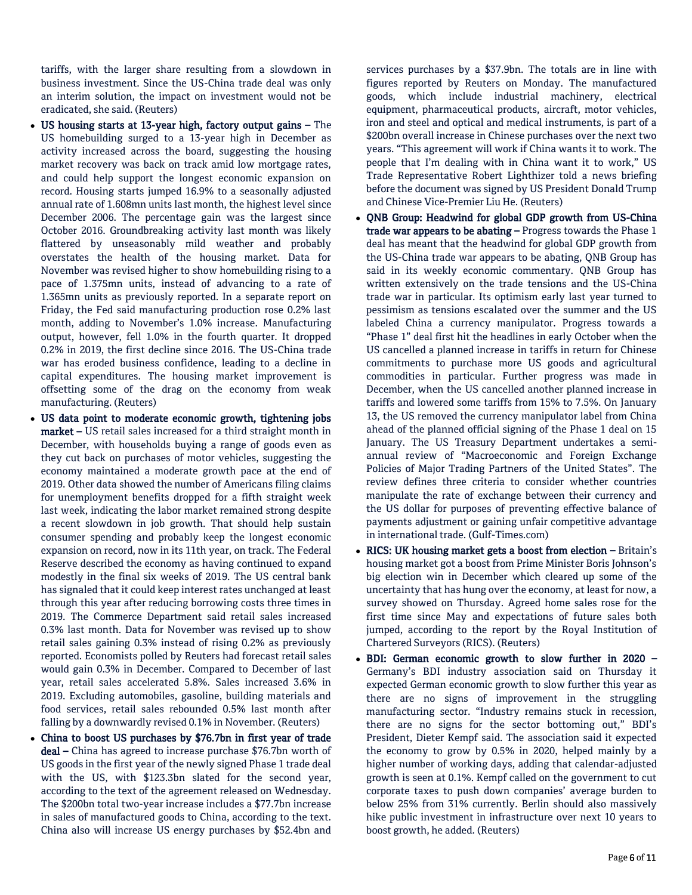tariffs, with the larger share resulting from a slowdown in business investment. Since the US-China trade deal was only an interim solution, the impact on investment would not be eradicated, she said. (Reuters)

- **US housing starts at 13-year high, factory output gains –** The US homebuilding surged to a 13-year high in December as activity increased across the board, suggesting the housing market recovery was back on track amid low mortgage rates, and could help support the longest economic expansion on record. Housing starts jumped 16.9% to a seasonally adjusted annual rate of 1.608mn units last month, the highest level since December 2006. The percentage gain was the largest since October 2016. Groundbreaking activity last month was likely flattered by unseasonably mild weather and probably overstates the health of the housing market. Data for November was revised higher to show homebuilding rising to a pace of 1.375mn units, instead of advancing to a rate of 1.365mn units as previously reported. In a separate report on Friday, the Fed said manufacturing production rose 0.2% last month, adding to November's 1.0% increase. Manufacturing output, however, fell 1.0% in the fourth quarter. It dropped 0.2% in 2019, the first decline since 2016. The US-China trade war has eroded business confidence, leading to a decline in capital expenditures. The housing market improvement is offsetting some of the drag on the economy from weak manufacturing. (Reuters)
- **US data point to moderate economic growth, tightening jobs market –** US retail sales increased for a third straight month in December, with households buying a range of goods even as they cut back on purchases of motor vehicles, suggesting the economy maintained a moderate growth pace at the end of 2019. Other data showed the number of Americans filing claims for unemployment benefits dropped for a fifth straight week last week, indicating the labor market remained strong despite a recent slowdown in job growth. That should help sustain consumer spending and probably keep the longest economic expansion on record, now in its 11th year, on track. The Federal Reserve described the economy as having continued to expand modestly in the final six weeks of 2019. The US central bank has signaled that it could keep interest rates unchanged at least through this year after reducing borrowing costs three times in 2019. The Commerce Department said retail sales increased 0.3% last month. Data for November was revised up to show retail sales gaining 0.3% instead of rising 0.2% as previously reported. Economists polled by Reuters had forecast retail sales would gain 0.3% in December. Compared to December of last year, retail sales accelerated 5.8%. Sales increased 3.6% in 2019. Excluding automobiles, gasoline, building materials and food services, retail sales rebounded 0.5% last month after falling by a downwardly revised 0.1% in November. (Reuters)
- **China to boost US purchases by $76.7bn in first year of trade deal –** China has agreed to increase purchase $76.7bn worth of US goods in the first year of the newly signed Phase 1 trade deal with the US, with $123.3bn slated for the second year, according to the text of the agreement released on Wednesday. The $200bn total two-year increase includes a $77.7bn increase in sales of manufactured goods to China, according to the text. China also will increase US energy purchases by $52.4bn and services purchases by a $37.9bn. The totals are in line with figures reported by Reuters on Monday. The manufactured goods, which include industrial machinery, electrical equipment, pharmaceutical products, aircraft, motor vehicles, iron and steel and optical and medical instruments, is part of a $200bn overall increase in Chinese purchases over the next two years. "This agreement will work if China wants it to work. The people that I'm dealing with in China want it to work," US Trade Representative Robert Lighthizer told a news briefing before the document was signed by US President Donald Trump and Chinese Vice-Premier Liu He. (Reuters)
- **QNB Group: Headwind for global GDP growth from US-China trade war appears to be abating –** Progress towards the Phase 1 deal has meant that the headwind for global GDP growth from the US-China trade war appears to be abating, QNB Group has said in its weekly economic commentary. QNB Group has written extensively on the trade tensions and the US-China trade war in particular. Its optimism early last year turned to pessimism as tensions escalated over the summer and the US labeled China a currency manipulator. Progress towards a "Phase 1" deal first hit the headlines in early October when the US cancelled a planned increase in tariffs in return for Chinese commitments to purchase more US goods and agricultural commodities in particular. Further progress was made in December, when the US cancelled another planned increase in tariffs and lowered some tariffs from 15% to 7.5%. On January 13, the US removed the currency manipulator label from China ahead of the planned official signing of the Phase 1 deal on 15 January. The US Treasury Department undertakes a semi-annual review of "Macroeconomic and Foreign Exchange Policies of Major Trading Partners of the United States". The review defines three criteria to consider whether countries manipulate the rate of exchange between their currency and the US dollar for purposes of preventing effective balance of payments adjustment or gaining unfair competitive advantage in international trade. (Gulf-Times.com)
- **RICS: UK housing market gets a boost from election –** Britain's housing market got a boost from Prime Minister Boris Johnson's big election win in December which cleared up some of the uncertainty that has hung over the economy, at least for now, a survey showed on Thursday. Agreed home sales rose for the first time since May and expectations of future sales both jumped, according to the report by the Royal Institution of Chartered Surveyors (RICS). (Reuters)
- **BDI: German economic growth to slow further in 2020 –** Germany's BDI industry association said on Thursday it expected German economic growth to slow further this year as there are no signs of improvement in the struggling manufacturing sector. "Industry remains stuck in recession, there are no signs for the sector bottoming out," BDI's President, Dieter Kempf said. The association said it expected the economy to grow by 0.5% in 2020, helped mainly by a higher number of working days, adding that calendar-adjusted growth is seen at 0.1%. Kempf called on the government to cut corporate taxes to push down companies' average burden to below 25% from 31% currently. Berlin should also massively hike public investment in infrastructure over next 10 years to boost growth, he added. (Reuters)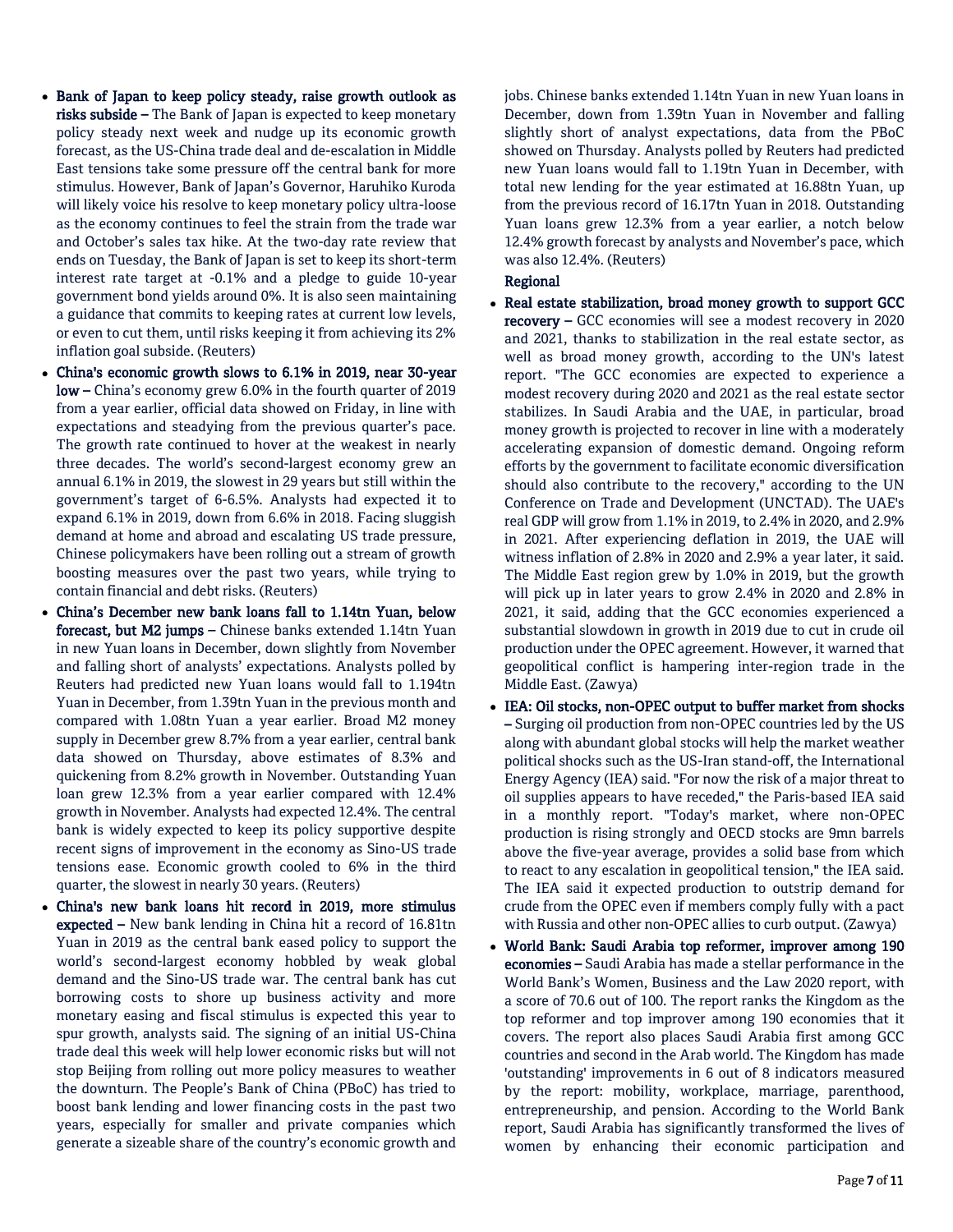- **Bank of Japan to keep policy steady, raise growth outlook as risks subside –** The Bank of Japan is expected to keep monetary policy steady next week and nudge up its economic growth forecast, as the US-China trade deal and de-escalation in Middle East tensions take some pressure off the central bank for more stimulus. However, Bank of Japan's Governor, Haruhiko Kuroda will likely voice his resolve to keep monetary policy ultra-loose as the economy continues to feel the strain from the trade war and October's sales tax hike. At the two-day rate review that ends on Tuesday, the Bank of Japan is set to keep its short-term interest rate target at -0.1% and a pledge to guide 10-year government bond yields around 0%. It is also seen maintaining a guidance that commits to keeping rates at current low levels, or even to cut them, until risks keeping it from achieving its 2% inflation goal subside. (Reuters)
- **China's economic growth slows to 6.1% in 2019, near 30-year low –** China's economy grew 6.0% in the fourth quarter of 2019 from a year earlier, official data showed on Friday, in line with expectations and steadying from the previous quarter's pace. The growth rate continued to hover at the weakest in nearly three decades. The world's second-largest economy grew an annual 6.1% in 2019, the slowest in 29 years but still within the government's target of 6-6.5%. Analysts had expected it to expand 6.1% in 2019, down from 6.6% in 2018. Facing sluggish demand at home and abroad and escalating US trade pressure, Chinese policymakers have been rolling out a stream of growth boosting measures over the past two years, while trying to contain financial and debt risks. (Reuters)
- **China's December new bank loans fall to 1.14tn Yuan, below forecast, but M2 jumps –** Chinese banks extended 1.14tn Yuan in new Yuan loans in December, down slightly from November and falling short of analysts' expectations. Analysts polled by Reuters had predicted new Yuan loans would fall to 1.194tn Yuan in December, from 1.39tn Yuan in the previous month and compared with 1.08tn Yuan a year earlier. Broad M2 money supply in December grew 8.7% from a year earlier, central bank data showed on Thursday, above estimates of 8.3% and quickening from 8.2% growth in November. Outstanding Yuan loan grew 12.3% from a year earlier compared with 12.4% growth in November. Analysts had expected 12.4%. The central bank is widely expected to keep its policy supportive despite recent signs of improvement in the economy as Sino-US trade tensions ease. Economic growth cooled to 6% in the third quarter, the slowest in nearly 30 years. (Reuters)
- **China's new bank loans hit record in 2019, more stimulus expected –** New bank lending in China hit a record of 16.81tn Yuan in 2019 as the central bank eased policy to support the world's second-largest economy hobbled by weak global demand and the Sino-US trade war. The central bank has cut borrowing costs to shore up business activity and more monetary easing and fiscal stimulus is expected this year to spur growth, analysts said. The signing of an initial US-China trade deal this week will help lower economic risks but will not stop Beijing from rolling out more policy measures to weather the downturn. The People's Bank of China (PBoC) has tried to boost bank lending and lower financing costs in the past two years, especially for smaller and private companies which generate a sizeable share of the country's economic growth and jobs. Chinese banks extended 1.14tn Yuan in new Yuan loans in December, down from 1.39tn Yuan in November and falling slightly short of analyst expectations, data from the PBoC showed on Thursday. Analysts polled by Reuters had predicted new Yuan loans would fall to 1.19tn Yuan in December, with total new lending for the year estimated at 16.88tn Yuan, up from the previous record of 16.17tn Yuan in 2018. Outstanding Yuan loans grew 12.3% from a year earlier, a notch below 12.4% growth forecast by analysts and November's pace, which was also 12.4%. (Reuters)

**Regional**

- **Real estate stabilization, broad money growth to support GCC recovery –** GCC economies will see a modest recovery in 2020 and 2021, thanks to stabilization in the real estate sector, as well as broad money growth, according to the UN's latest report. "The GCC economies are expected to experience a modest recovery during 2020 and 2021 as the real estate sector stabilizes. In Saudi Arabia and the UAE, in particular, broad money growth is projected to recover in line with a moderately accelerating expansion of domestic demand. Ongoing reform efforts by the government to facilitate economic diversification should also contribute to the recovery," according to the UN Conference on Trade and Development (UNCTAD). The UAE's real GDP will grow from 1.1% in 2019, to 2.4% in 2020, and 2.9% in 2021. After experiencing deflation in 2019, the UAE will witness inflation of 2.8% in 2020 and 2.9% a year later, it said. The Middle East region grew by 1.0% in 2019, but the growth will pick up in later years to grow 2.4% in 2020 and 2.8% in 2021, it said, adding that the GCC economies experienced a substantial slowdown in growth in 2019 due to cut in crude oil production under the OPEC agreement. However, it warned that geopolitical conflict is hampering inter-region trade in the Middle East. (Zawya)
- **IEA: Oil stocks, non-OPEC output to buffer market from shocks –** Surging oil production from non-OPEC countries led by the US along with abundant global stocks will help the market weather political shocks such as the US-Iran stand-off, the International Energy Agency (IEA) said. "For now the risk of a major threat to oil supplies appears to have receded," the Paris-based IEA said in a monthly report. "Today's market, where non-OPEC production is rising strongly and OECD stocks are 9mn barrels above the five-year average, provides a solid base from which to react to any escalation in geopolitical tension," the IEA said. The IEA said it expected production to outstrip demand for crude from the OPEC even if members comply fully with a pact with Russia and other non-OPEC allies to curb output. (Zawya)
- **World Bank: Saudi Arabia top reformer, improver among 190 economies –** Saudi Arabia has made a stellar performance in the World Bank's Women, Business and the Law 2020 report, with a score of 70.6 out of 100. The report ranks the Kingdom as the top reformer and top improver among 190 economies that it covers. The report also places Saudi Arabia first among GCC countries and second in the Arab world. The Kingdom has made 'outstanding' improvements in 6 out of 8 indicators measured by the report: mobility, workplace, marriage, parenthood, entrepreneurship, and pension. According to the World Bank report, Saudi Arabia has significantly transformed the lives of women by enhancing their economic participation and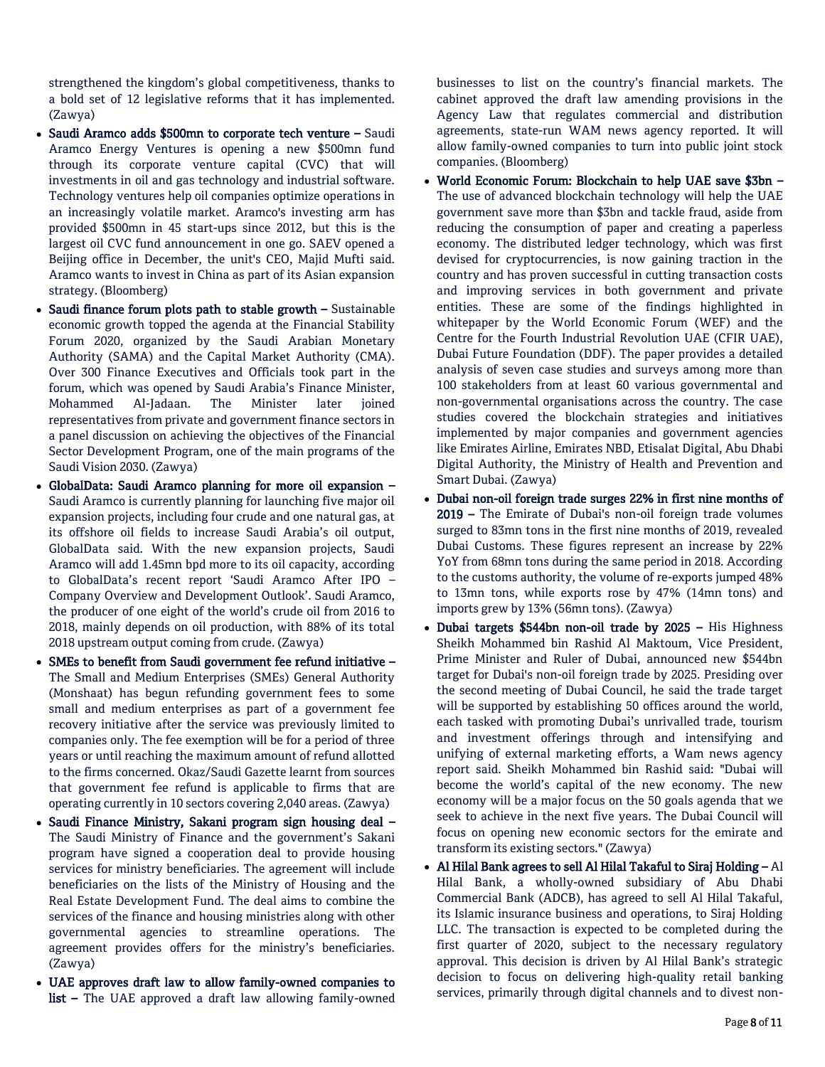strengthened the kingdom's global competitiveness, thanks to a bold set of 12 legislative reforms that it has implemented. (Zawya)

- **Saudi Aramco adds $500mn to corporate tech venture –** Saudi Aramco Energy Ventures is opening a new $500mn fund through its corporate venture capital (CVC) that will investments in oil and gas technology and industrial software. Technology ventures help oil companies optimize operations in an increasingly volatile market. Aramco's investing arm has provided $500mn in 45 start-ups since 2012, but this is the largest oil CVC fund announcement in one go. SAEV opened a Beijing office in December, the unit's CEO, Majid Mufti said. Aramco wants to invest in China as part of its Asian expansion strategy. (Bloomberg)
- **Saudi finance forum plots path to stable growth –** Sustainable economic growth topped the agenda at the Financial Stability Forum 2020, organized by the Saudi Arabian Monetary Authority (SAMA) and the Capital Market Authority (CMA). Over 300 Finance Executives and Officials took part in the forum, which was opened by Saudi Arabia's Finance Minister, Mohammed Al-Jadaan. The Minister later joined representatives from private and government finance sectors in a panel discussion on achieving the objectives of the Financial Sector Development Program, one of the main programs of the Saudi Vision 2030. (Zawya)
- **GlobalData: Saudi Aramco planning for more oil expansion –** Saudi Aramco is currently planning for launching five major oil expansion projects, including four crude and one natural gas, at its offshore oil fields to increase Saudi Arabia's oil output, GlobalData said. With the new expansion projects, Saudi Aramco will add 1.45mn bpd more to its oil capacity, according to GlobalData's recent report 'Saudi Aramco After IPO – Company Overview and Development Outlook'. Saudi Aramco, the producer of one eight of the world's crude oil from 2016 to 2018, mainly depends on oil production, with 88% of its total 2018 upstream output coming from crude. (Zawya)
- **SMEs to benefit from Saudi government fee refund initiative –** The Small and Medium Enterprises (SMEs) General Authority (Monshaat) has begun refunding government fees to some small and medium enterprises as part of a government fee recovery initiative after the service was previously limited to companies only. The fee exemption will be for a period of three years or until reaching the maximum amount of refund allotted to the firms concerned. Okaz/Saudi Gazette learnt from sources that government fee refund is applicable to firms that are operating currently in 10 sectors covering 2,040 areas. (Zawya)
- **Saudi Finance Ministry, Sakani program sign housing deal –** The Saudi Ministry of Finance and the government's Sakani program have signed a cooperation deal to provide housing services for ministry beneficiaries. The agreement will include beneficiaries on the lists of the Ministry of Housing and the Real Estate Development Fund. The deal aims to combine the services of the finance and housing ministries along with other governmental agencies to streamline operations. The agreement provides offers for the ministry's beneficiaries. (Zawya)
- **UAE approves draft law to allow family-owned companies to list –** The UAE approved a draft law allowing family-owned businesses to list on the country's financial markets. The cabinet approved the draft law amending provisions in the Agency Law that regulates commercial and distribution agreements, state-run WAM news agency reported. It will allow family-owned companies to turn into public joint stock companies. (Bloomberg)
- **World Economic Forum: Blockchain to help UAE save $3bn –** The use of advanced blockchain technology will help the UAE government save more than $3bn and tackle fraud, aside from reducing the consumption of paper and creating a paperless economy. The distributed ledger technology, which was first devised for cryptocurrencies, is now gaining traction in the country and has proven successful in cutting transaction costs and improving services in both government and private entities. These are some of the findings highlighted in whitepaper by the World Economic Forum (WEF) and the Centre for the Fourth Industrial Revolution UAE (CFIR UAE), Dubai Future Foundation (DDF). The paper provides a detailed analysis of seven case studies and surveys among more than 100 stakeholders from at least 60 various governmental and non-governmental organisations across the country. The case studies covered the blockchain strategies and initiatives implemented by major companies and government agencies like Emirates Airline, Emirates NBD, Etisalat Digital, Abu Dhabi Digital Authority, the Ministry of Health and Prevention and Smart Dubai. (Zawya)
- **Dubai non-oil foreign trade surges 22% in first nine months of 2019 –** The Emirate of Dubai's non-oil foreign trade volumes surged to 83mn tons in the first nine months of 2019, revealed Dubai Customs. These figures represent an increase by 22% YoY from 68mn tons during the same period in 2018. According to the customs authority, the volume of re-exports jumped 48% to 13mn tons, while exports rose by 47% (14mn tons) and imports grew by 13% (56mn tons). (Zawya)
- **Dubai targets $544bn non-oil trade by 2025 –** His Highness Sheikh Mohammed bin Rashid Al Maktoum, Vice President, Prime Minister and Ruler of Dubai, announced new $544bn target for Dubai's non-oil foreign trade by 2025. Presiding over the second meeting of Dubai Council, he said the trade target will be supported by establishing 50 offices around the world, each tasked with promoting Dubai's unrivalled trade, tourism and investment offerings through and intensifying and unifying of external marketing efforts, a Wam news agency report said. Sheikh Mohammed bin Rashid said: "Dubai will become the world's capital of the new economy. The new economy will be a major focus on the 50 goals agenda that we seek to achieve in the next five years. The Dubai Council will focus on opening new economic sectors for the emirate and transform its existing sectors." (Zawya)
- **Al Hilal Bank agrees to sell Al Hilal Takaful to Siraj Holding –** Al Hilal Bank, a wholly-owned subsidiary of Abu Dhabi Commercial Bank (ADCB), has agreed to sell Al Hilal Takaful, its Islamic insurance business and operations, to Siraj Holding LLC. The transaction is expected to be completed during the first quarter of 2020, subject to the necessary regulatory approval. This decision is driven by Al Hilal Bank's strategic decision to focus on delivering high-quality retail banking services, primarily through digital channels and to divest non-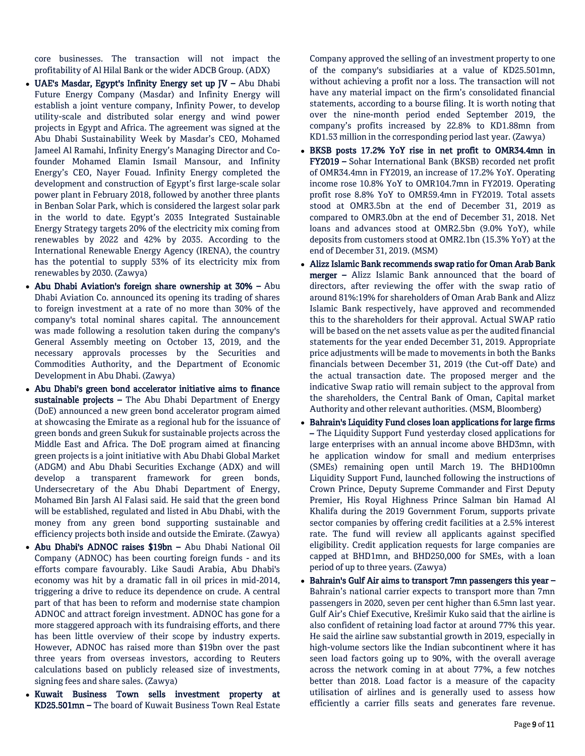core businesses. The transaction will not impact the profitability of Al Hilal Bank or the wider ADCB Group. (ADX)

- **UAE's Masdar, Egypt's Infinity Energy set up JV –** Abu Dhabi Future Energy Company (Masdar) and Infinity Energy will establish a joint venture company, Infinity Power, to develop utility-scale and distributed solar energy and wind power projects in Egypt and Africa. The agreement was signed at the Abu Dhabi Sustainability Week by Masdar's CEO, Mohamed Jameel Al Ramahi, Infinity Energy's Managing Director and Co-founder Mohamed Elamin Ismail Mansour, and Infinity Energy's CEO, Nayer Fouad. Infinity Energy completed the development and construction of Egypt's first large-scale solar power plant in February 2018, followed by another three plants in Benban Solar Park, which is considered the largest solar park in the world to date. Egypt's 2035 Integrated Sustainable Energy Strategy targets 20% of the electricity mix coming from renewables by 2022 and 42% by 2035. According to the International Renewable Energy Agency (IRENA), the country has the potential to supply 53% of its electricity mix from renewables by 2030. (Zawya)
- **Abu Dhabi Aviation's foreign share ownership at 30% –** Abu Dhabi Aviation Co. announced its opening its trading of shares to foreign investment at a rate of no more than 30% of the company's total nominal shares capital. The announcement was made following a resolution taken during the company's General Assembly meeting on October 13, 2019, and the necessary approvals processes by the Securities and Commodities Authority, and the Department of Economic Development in Abu Dhabi. (Zawya)
- **Abu Dhabi's green bond accelerator initiative aims to finance sustainable projects –** The Abu Dhabi Department of Energy (DoE) announced a new green bond accelerator program aimed at showcasing the Emirate as a regional hub for the issuance of green bonds and green Sukuk for sustainable projects across the Middle East and Africa. The DoE program aimed at financing green projects is a joint initiative with Abu Dhabi Global Market (ADGM) and Abu Dhabi Securities Exchange (ADX) and will develop a transparent framework for green bonds, Undersecretary of the Abu Dhabi Department of Energy, Mohamed Bin Jarsh Al Falasi said. He said that the green bond will be established, regulated and listed in Abu Dhabi, with the money from any green bond supporting sustainable and efficiency projects both inside and outside the Emirate. (Zawya)
- **Abu Dhabi's ADNOC raises $19bn –** Abu Dhabi National Oil Company (ADNOC) has been courting foreign funds - and its efforts compare favourably. Like Saudi Arabia, Abu Dhabi's economy was hit by a dramatic fall in oil prices in mid-2014, triggering a drive to reduce its dependence on crude. A central part of that has been to reform and modernise state champion ADNOC and attract foreign investment. ADNOC has gone for a more staggered approach with its fundraising efforts, and there has been little overview of their scope by industry experts. However, ADNOC has raised more than $19bn over the past three years from overseas investors, according to Reuters calculations based on publicly released size of investments, signing fees and share sales. (Zawya)
- **Kuwait Business Town sells investment property at KD25.501mn –** The board of Kuwait Business Town Real Estate Company approved the selling of an investment property to one of the company's subsidiaries at a value of KD25.501mn, without achieving a profit nor a loss. The transaction will not have any material impact on the firm's consolidated financial statements, according to a bourse filing. It is worth noting that over the nine-month period ended September 2019, the company's profits increased by 22.8% to KD1.88mn from KD1.53 million in the corresponding period last year. (Zawya)
- **BKSB posts 17.2% YoY rise in net profit to OMR34.4mn in FY2019 –** Sohar International Bank (BKSB) recorded net profit of OMR34.4mn in FY2019, an increase of 17.2% YoY. Operating income rose 10.8% YoY to OMR104.7mn in FY2019. Operating profit rose 8.8% YoY to OMR59.4mn in FY2019. Total assets stood at OMR3.5bn at the end of December 31, 2019 as compared to OMR3.0bn at the end of December 31, 2018. Net loans and advances stood at OMR2.5bn (9.0% YoY), while deposits from customers stood at OMR2.1bn (15.3% YoY) at the end of December 31, 2019. (MSM)
- **Alizz Islamic Bank recommends swap ratio for Oman Arab Bank merger –** Alizz Islamic Bank announced that the board of directors, after reviewing the offer with the swap ratio of around 81%:19% for shareholders of Oman Arab Bank and Alizz Islamic Bank respectively, have approved and recommended this to the shareholders for their approval. Actual SWAP ratio will be based on the net assets value as per the audited financial statements for the year ended December 31, 2019. Appropriate price adjustments will be made to movements in both the Banks financials between December 31, 2019 (the Cut-off Date) and the actual transaction date. The proposed merger and the indicative Swap ratio will remain subject to the approval from the shareholders, the Central Bank of Oman, Capital market Authority and other relevant authorities. (MSM, Bloomberg)
- **Bahrain's Liquidity Fund closes loan applications for large firms –** The Liquidity Support Fund yesterday closed applications for large enterprises with an annual income above BHD3mn, with he application window for small and medium enterprises (SMEs) remaining open until March 19. The BHD100mn Liquidity Support Fund, launched following the instructions of Crown Prince, Deputy Supreme Commander and First Deputy Premier, His Royal Highness Prince Salman bin Hamad Al Khalifa during the 2019 Government Forum, supports private sector companies by offering credit facilities at a 2.5% interest rate. The fund will review all applicants against specified eligibility. Credit application requests for large companies are capped at BHD1mn, and BHD250,000 for SMEs, with a loan period of up to three years. (Zawya)
- **Bahrain's Gulf Air aims to transport 7mn passengers this year –** Bahrain's national carrier expects to transport more than 7mn passengers in 2020, seven per cent higher than 6.5mn last year. Gulf Air's Chief Executive, Krešimir Kuko said that the airline is also confident of retaining load factor at around 77% this year. He said the airline saw substantial growth in 2019, especially in high-volume sectors like the Indian subcontinent where it has seen load factors going up to 90%, with the overall average across the network coming in at about 77%, a few notches better than 2018. Load factor is a measure of the capacity utilisation of airlines and is generally used to assess how efficiently a carrier fills seats and generates fare revenue.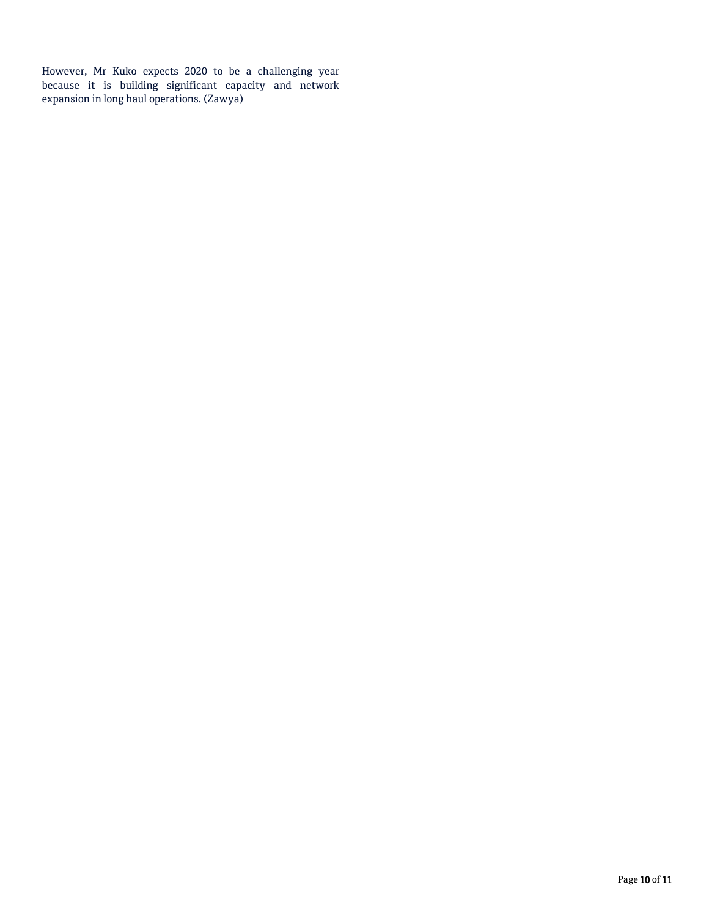However, Mr Kuko expects 2020 to be a challenging year because it is building significant capacity and network expansion in long haul operations. (Zawya)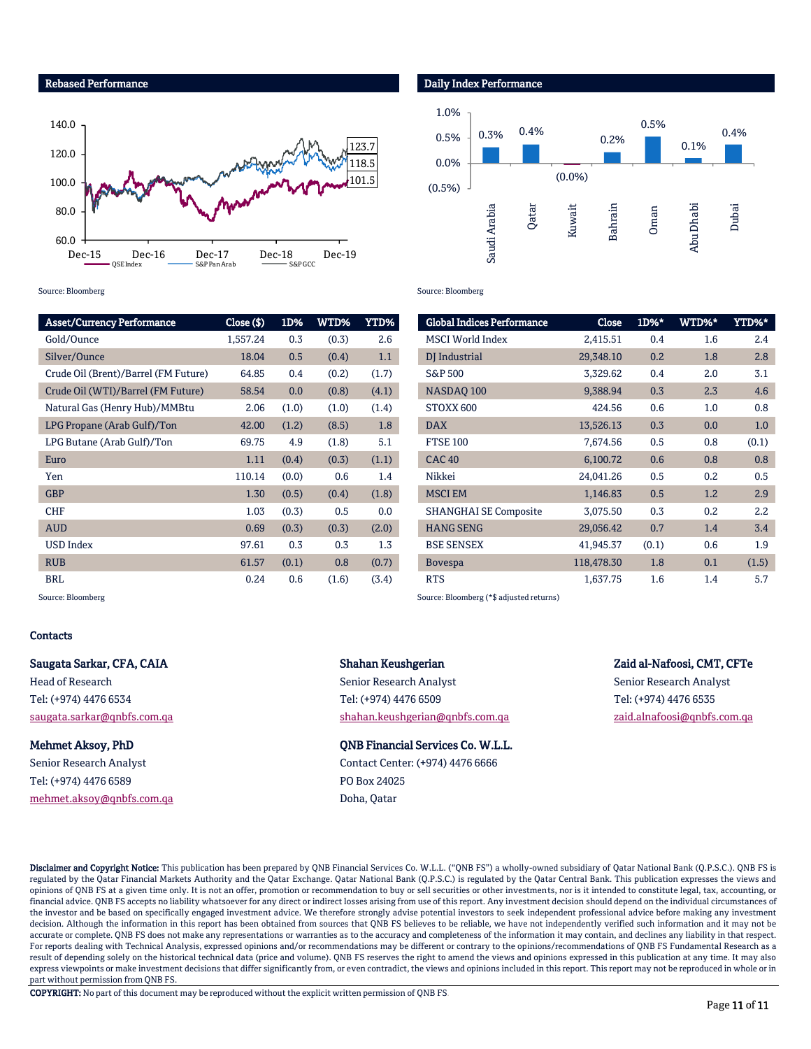## Rebased Performance

140.0
120.0
100.0
80.0
60.0

Dec-15 Dec-16 Dec-17 Dec-18 Dec-19

123.7
118.5
101.5

QSE Index S&P Pan Arab S&P GCC

Source: Bloomberg

## Daily Index Performance

1.0%
0.5%
0.0%
(0.5%)

0.3% 0.4% (0.0%) 0.2% 0.5% 0.1% 0.4%

Saudi Arabia Qatar Kuwait Bahrain Oman Abu Dhabi Dubai

Source: Bloomberg

| Asset/Currency Performance | Close ($) | 1D% | WTD% | YTD% |
|---|---|---|---|---|
| Gold/Ounce | 1,557.24 | 0.3 | (0.3) | 2.6 |
| Silver/Ounce | 18.04 | 0.5 | (0.4) | 1.1 |
| Crude Oil (Brent)/Barrel (FM Future) | 64.85 | 0.4 | (0.2) | (1.7) |
| Crude Oil (WTI)/Barrel (FM Future) | 58.54 | 0.0 | (0.8) | (4.1) |
| Natural Gas (Henry Hub)/MMBtu | 2.06 | (1.0) | (1.0) | (1.4) |
| LPG Propane (Arab Gulf)/Ton | 42.00 | (1.2) | (8.5) | 1.8 |
| LPG Butane (Arab Gulf)/Ton | 69.75 | 4.9 | (1.8) | 5.1 |
| Euro | 1.11 | (0.4) | (0.3) | (1.1) |
| Yen | 110.14 | (0.0) | 0.6 | 1.4 |
| GBP | 1.30 | (0.5) | (0.4) | (1.8) |
| CHF | 1.03 | (0.3) | 0.5 | 0.0 |
| AUD | 0.69 | (0.3) | (0.3) | (2.0) |
| USD Index | 97.61 | 0.3 | 0.3 | 1.3 |
| RUB | 61.57 | (0.1) | 0.8 | (0.7) |
| BRL | 0.24 | 0.6 | (1.6) | (3.4) |

Source: Bloomberg

| Global Indices Performance | Close | 1D%* | WTD%* | YTD%* |
|---|---|---|---|---|
| MSCI World Index | 2,415.51 | 0.4 | 1.6 | 2.4 |
| DJ Industrial | 29,348.10 | 0.2 | 1.8 | 2.8 |
| S&P 500 | 3,329.62 | 0.4 | 2.0 | 3.1 |
| NASDAQ 100 | 9,388.94 | 0.3 | 2.3 | 4.6 |
| STOXX 600 | 424.56 | 0.6 | 1.0 | 0.8 |
| DAX | 13,526.13 | 0.3 | 0.0 | 1.0 |
| FTSE 100 | 7,674.56 | 0.5 | 0.8 | (0.1) |
| CAC 40 | 6,100.72 | 0.6 | 0.8 | 0.8 |
| Nikkei | 24,041.26 | 0.5 | 0.2 | 0.5 |
| MSCI EM | 1,146.83 | 0.5 | 1.2 | 2.9 |
| SHANGHAI SE Composite | 3,075.50 | 0.3 | 0.2 | 2.2 |
| HANG SENG | 29,056.42 | 0.7 | 1.4 | 3.4 |
| BSE SENSEX | 41,945.37 | (0.1) | 0.6 | 1.9 |
| Bovespa | 118,478.30 | 1.8 | 0.1 | (1.5) |
| RTS | 1,637.75 | 1.6 | 1.4 | 5.7 |

Source: Bloomberg (*$ adjusted returns)

## Contacts

**Saugata Sarkar, CFA, CAIA**
Head of Research
Tel: (+974) 4476 6534
saugata.sarkar@qnbfs.com.qa

**Shahan Keushgerian**
Senior Research Analyst
Tel: (+974) 4476 6509
shahan.keushgerian@qnbfs.com.qa

**Zaid al-Nafoosi, CMT, CFTe**
Senior Research Analyst
Tel: (+974) 4476 6535
zaid.alnafoosi@qnbfs.com.qa

**Mehmet Aksoy, PhD**
Senior Research Analyst
Tel: (+974) 4476 6589
mehmet.aksoy@qnbfs.com.qa

**QNB Financial Services Co. W.L.L.**
Contact Center: (+974) 4476 6666
PO Box 24025
Doha, Qatar

**Disclaimer and Copyright Notice:** This publication has been prepared by QNB Financial Services Co. W.L.L. ("QNB FS") a wholly-owned subsidiary of Qatar National Bank (Q.P.S.C.). QNB FS is regulated by the Qatar Financial Markets Authority and the Qatar Exchange. Qatar National Bank (Q.P.S.C.) is regulated by the Qatar Central Bank. This publication expresses the views and opinions of QNB FS at a given time only. It is not an offer, promotion or recommendation to buy or sell securities or other investments, nor is it intended to constitute legal, tax, accounting, or financial advice. QNB FS accepts no liability whatsoever for any direct or indirect losses arising from use of this report. Any investment decision should depend on the individual circumstances of the investor and be based on specifically engaged investment advice. We therefore strongly advise potential investors to seek independent professional advice before making any investment decision. Although the information in this report has been obtained from sources that QNB FS believes to be reliable, we have not independently verified such information and it may not be accurate or complete. QNB FS does not make any representations or warranties as to the accuracy and completeness of the information it may contain, and declines any liability in that respect. For reports dealing with Technical Analysis, expressed opinions and/or recommendations may be different or contrary to the opinions/recommendations of QNB FS Fundamental Research as a result of depending solely on the historical technical data (price and volume). QNB FS reserves the right to amend the views and opinions expressed in this publication at any time. It may also express viewpoints or make investment decisions that differ significantly from, or even contradict, the views and opinions included in this report. This report may not be reproduced in whole or in part without permission from QNB FS.

**COPYRIGHT:** No part of this document may be reproduced without the explicit written permission of QNB FS